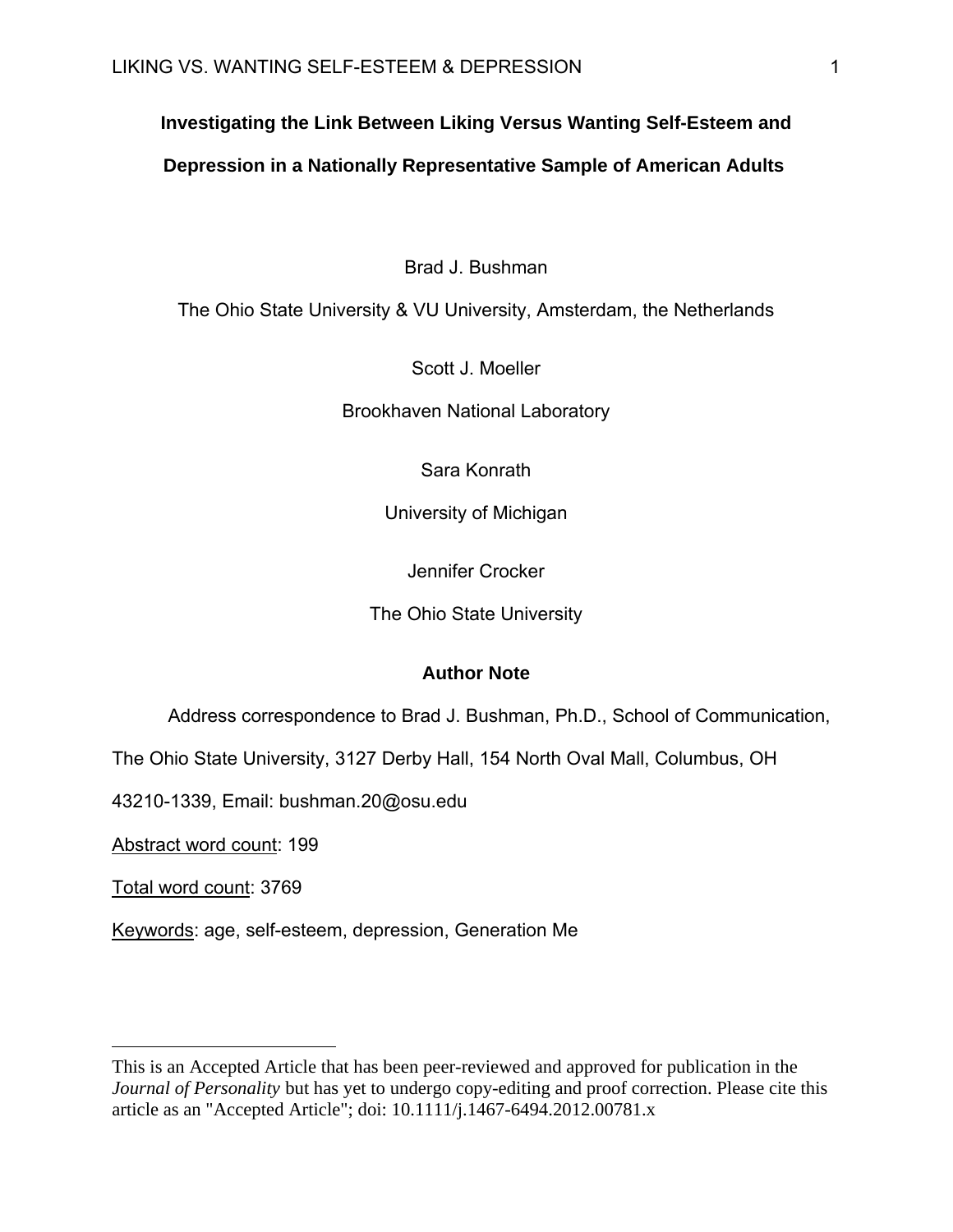# Investigating the Link Between Liking Versus Wanting Self-Esteem and Depression in a Nationally Representative Sample of American Adults

Brad J. Bushman

The Ohio State University & VU University, Amsterdam, the Netherlands

Scott J. Moeller

Brookhaven National Laboratory

Sara Konrath

University of Michigan

Jennifer Crocker

The Ohio State University

## Author Note

Address correspondence to Brad J. Bushman, Ph.D., School of Communication, The Ohio State University, 3127 Derby Hall, 154 North Oval Mall, Columbus, OH 43210-1339, Email: bushman.20@osu.edu

Abstract word count: 199

Total word count: 3769

Keywords: age, self-esteem, depression, Generation Me

---

This is an Accepted Article that has been peer-reviewed and approved for publication in the *Journal of Personality* but has yet to undergo copy-editing and proof correction. Please cite this article as an "Accepted Article"; doi: 10.1111/j.1467-6494.2012.00781.x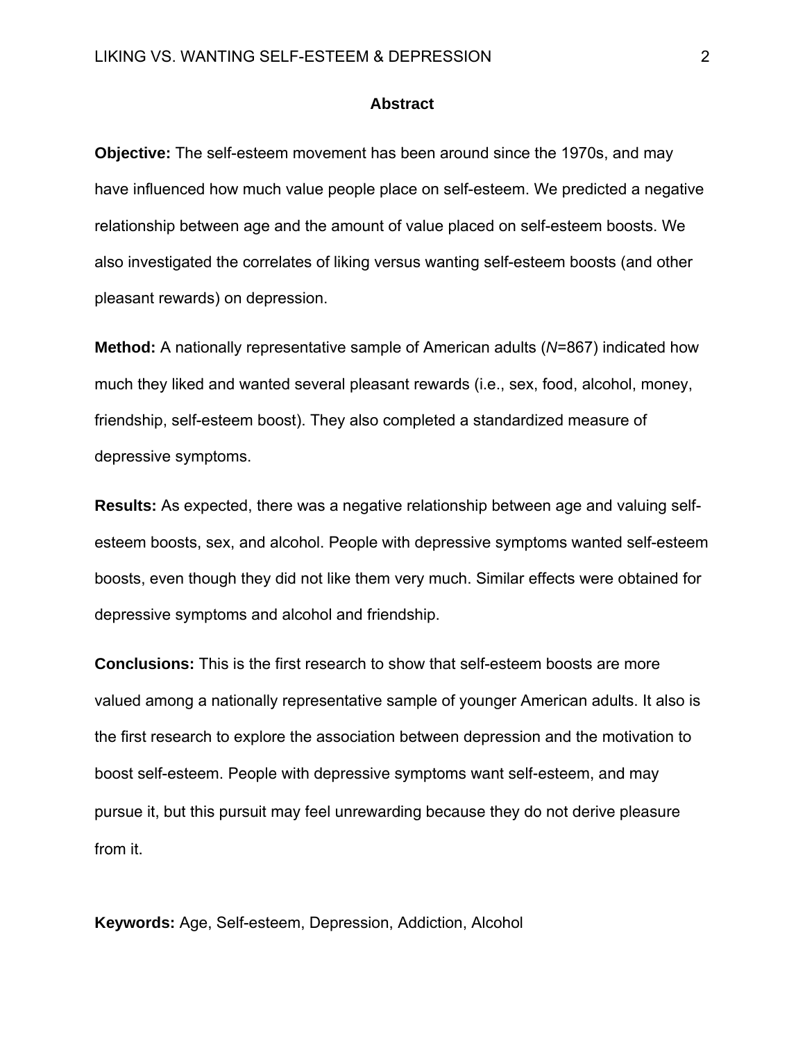## Abstract

**Objective:** The self-esteem movement has been around since the 1970s, and may have influenced how much value people place on self-esteem. We predicted a negative relationship between age and the amount of value placed on self-esteem boosts. We also investigated the correlates of liking versus wanting self-esteem boosts (and other pleasant rewards) on depression.

**Method:** A nationally representative sample of American adults (*N*=867) indicated how much they liked and wanted several pleasant rewards (i.e., sex, food, alcohol, money, friendship, self-esteem boost). They also completed a standardized measure of depressive symptoms.

**Results:** As expected, there was a negative relationship between age and valuing self-esteem boosts, sex, and alcohol. People with depressive symptoms wanted self-esteem boosts, even though they did not like them very much. Similar effects were obtained for depressive symptoms and alcohol and friendship.

**Conclusions:** This is the first research to show that self-esteem boosts are more valued among a nationally representative sample of younger American adults. It also is the first research to explore the association between depression and the motivation to boost self-esteem. People with depressive symptoms want self-esteem, and may pursue it, but this pursuit may feel unrewarding because they do not derive pleasure from it.

**Keywords:** Age, Self-esteem, Depression, Addiction, Alcohol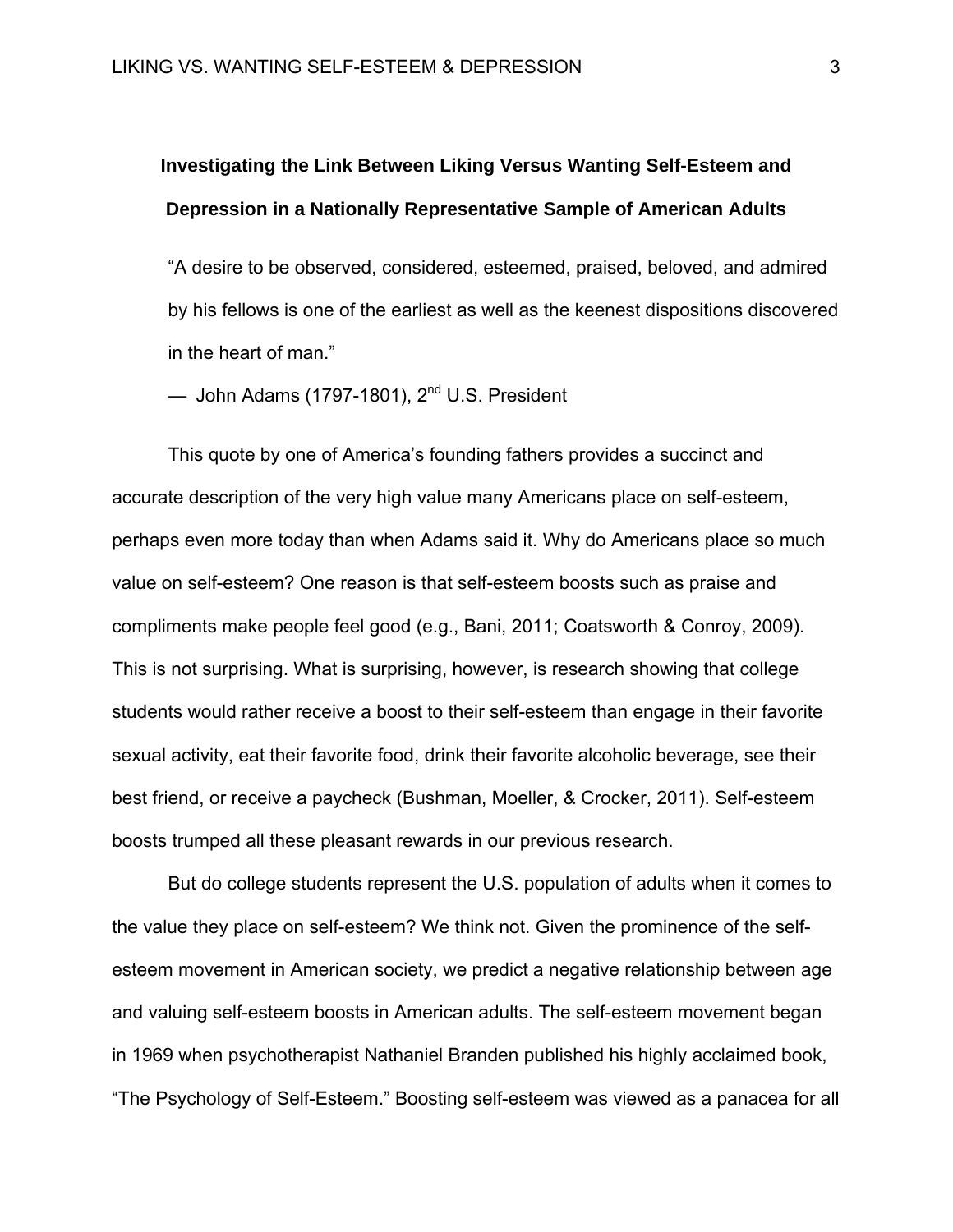# Investigating the Link Between Liking Versus Wanting Self-Esteem and Depression in a Nationally Representative Sample of American Adults

> "A desire to be observed, considered, esteemed, praised, beloved, and admired by his fellows is one of the earliest as well as the keenest dispositions discovered in the heart of man."
>
> — John Adams (1797-1801), 2nd U.S. President

This quote by one of America's founding fathers provides a succinct and accurate description of the very high value many Americans place on self-esteem, perhaps even more today than when Adams said it. Why do Americans place so much value on self-esteem? One reason is that self-esteem boosts such as praise and compliments make people feel good (e.g., Bani, 2011; Coatsworth & Conroy, 2009). This is not surprising. What is surprising, however, is research showing that college students would rather receive a boost to their self-esteem than engage in their favorite sexual activity, eat their favorite food, drink their favorite alcoholic beverage, see their best friend, or receive a paycheck (Bushman, Moeller, & Crocker, 2011). Self-esteem boosts trumped all these pleasant rewards in our previous research.

But do college students represent the U.S. population of adults when it comes to the value they place on self-esteem? We think not. Given the prominence of the self-esteem movement in American society, we predict a negative relationship between age and valuing self-esteem boosts in American adults. The self-esteem movement began in 1969 when psychotherapist Nathaniel Branden published his highly acclaimed book, "The Psychology of Self-Esteem." Boosting self-esteem was viewed as a panacea for all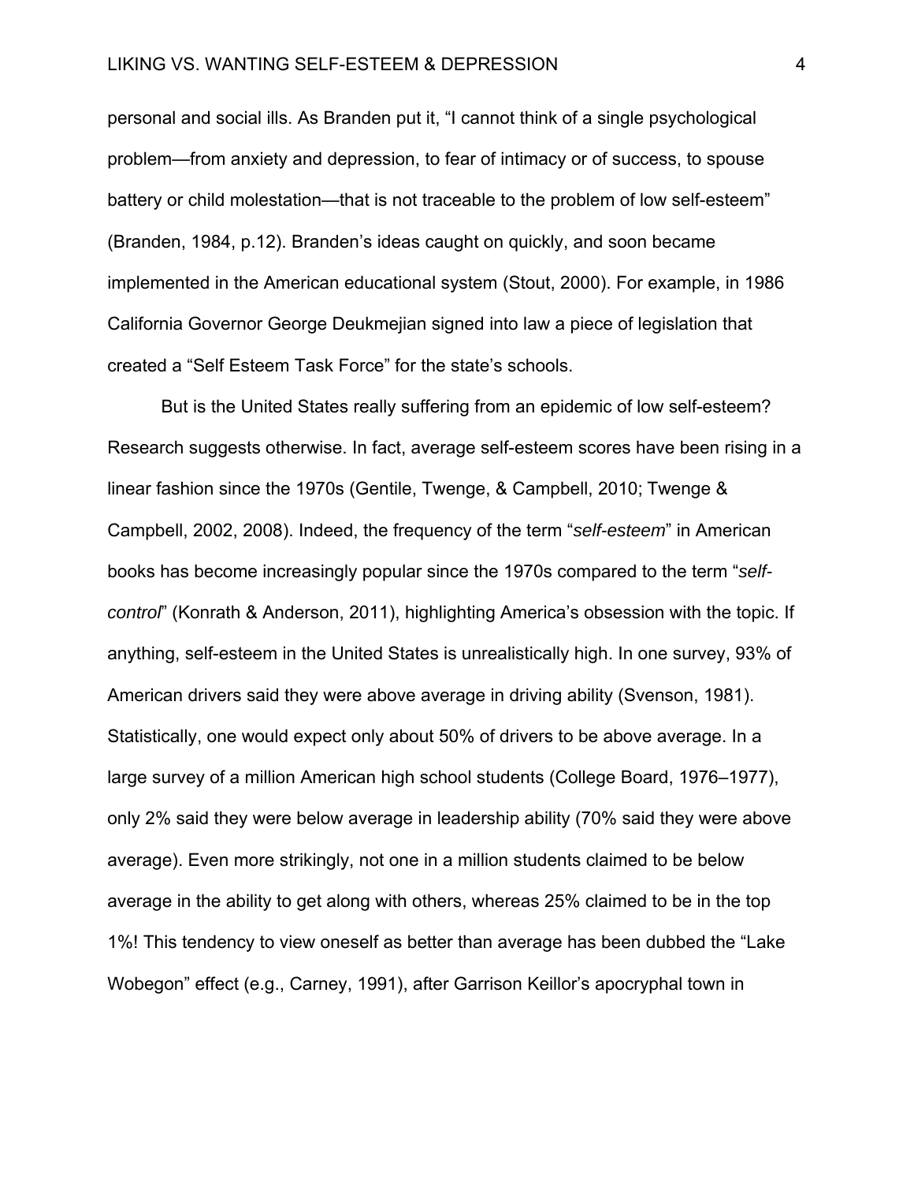personal and social ills. As Branden put it, "I cannot think of a single psychological problem—from anxiety and depression, to fear of intimacy or of success, to spouse battery or child molestation—that is not traceable to the problem of low self-esteem" (Branden, 1984, p.12). Branden's ideas caught on quickly, and soon became implemented in the American educational system (Stout, 2000). For example, in 1986 California Governor George Deukmejian signed into law a piece of legislation that created a "Self Esteem Task Force" for the state's schools.

But is the United States really suffering from an epidemic of low self-esteem? Research suggests otherwise. In fact, average self-esteem scores have been rising in a linear fashion since the 1970s (Gentile, Twenge, & Campbell, 2010; Twenge & Campbell, 2002, 2008). Indeed, the frequency of the term "*self-esteem*" in American books has become increasingly popular since the 1970s compared to the term "*self-control*" (Konrath & Anderson, 2011), highlighting America's obsession with the topic. If anything, self-esteem in the United States is unrealistically high. In one survey, 93% of American drivers said they were above average in driving ability (Svenson, 1981). Statistically, one would expect only about 50% of drivers to be above average. In a large survey of a million American high school students (College Board, 1976–1977), only 2% said they were below average in leadership ability (70% said they were above average). Even more strikingly, not one in a million students claimed to be below average in the ability to get along with others, whereas 25% claimed to be in the top 1%! This tendency to view oneself as better than average has been dubbed the "Lake Wobegon" effect (e.g., Carney, 1991), after Garrison Keillor's apocryphal town in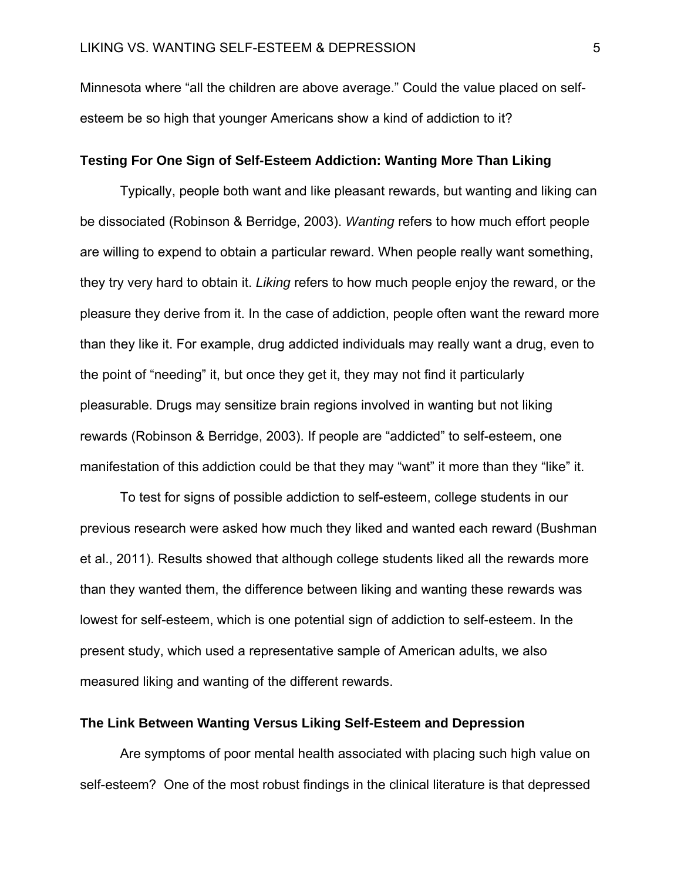Minnesota where "all the children are above average." Could the value placed on self-esteem be so high that younger Americans show a kind of addiction to it?

## Testing For One Sign of Self-Esteem Addiction: Wanting More Than Liking

Typically, people both want and like pleasant rewards, but wanting and liking can be dissociated (Robinson & Berridge, 2003). *Wanting* refers to how much effort people are willing to expend to obtain a particular reward. When people really want something, they try very hard to obtain it. *Liking* refers to how much people enjoy the reward, or the pleasure they derive from it. In the case of addiction, people often want the reward more than they like it. For example, drug addicted individuals may really want a drug, even to the point of "needing" it, but once they get it, they may not find it particularly pleasurable. Drugs may sensitize brain regions involved in wanting but not liking rewards (Robinson & Berridge, 2003). If people are "addicted" to self-esteem, one manifestation of this addiction could be that they may "want" it more than they "like" it.

To test for signs of possible addiction to self-esteem, college students in our previous research were asked how much they liked and wanted each reward (Bushman et al., 2011). Results showed that although college students liked all the rewards more than they wanted them, the difference between liking and wanting these rewards was lowest for self-esteem, which is one potential sign of addiction to self-esteem. In the present study, which used a representative sample of American adults, we also measured liking and wanting of the different rewards.

## The Link Between Wanting Versus Liking Self-Esteem and Depression

Are symptoms of poor mental health associated with placing such high value on self-esteem? One of the most robust findings in the clinical literature is that depressed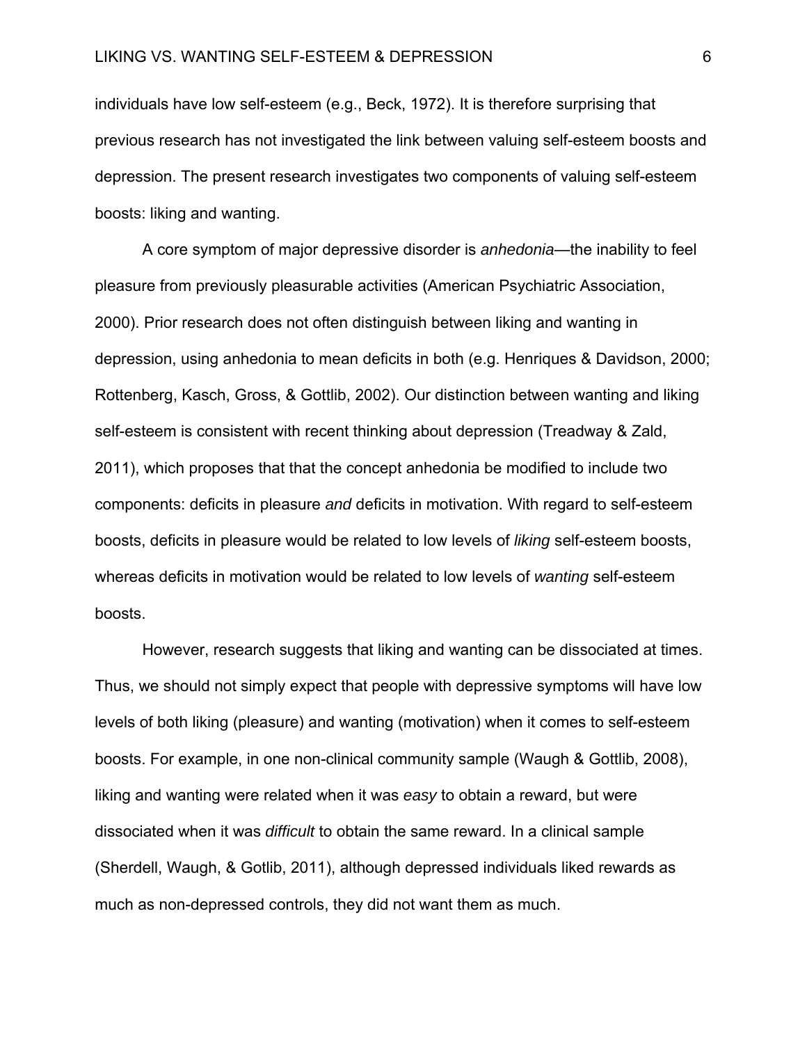individuals have low self-esteem (e.g., Beck, 1972). It is therefore surprising that previous research has not investigated the link between valuing self-esteem boosts and depression. The present research investigates two components of valuing self-esteem boosts: liking and wanting.

A core symptom of major depressive disorder is *anhedonia*—the inability to feel pleasure from previously pleasurable activities (American Psychiatric Association, 2000). Prior research does not often distinguish between liking and wanting in depression, using anhedonia to mean deficits in both (e.g. Henriques & Davidson, 2000; Rottenberg, Kasch, Gross, & Gottlib, 2002). Our distinction between wanting and liking self-esteem is consistent with recent thinking about depression (Treadway & Zald, 2011), which proposes that that the concept anhedonia be modified to include two components: deficits in pleasure *and* deficits in motivation. With regard to self-esteem boosts, deficits in pleasure would be related to low levels of *liking* self-esteem boosts, whereas deficits in motivation would be related to low levels of *wanting* self-esteem boosts.

However, research suggests that liking and wanting can be dissociated at times. Thus, we should not simply expect that people with depressive symptoms will have low levels of both liking (pleasure) and wanting (motivation) when it comes to self-esteem boosts. For example, in one non-clinical community sample (Waugh & Gottlib, 2008), liking and wanting were related when it was *easy* to obtain a reward, but were dissociated when it was *difficult* to obtain the same reward. In a clinical sample (Sherdell, Waugh, & Gotlib, 2011), although depressed individuals liked rewards as much as non-depressed controls, they did not want them as much.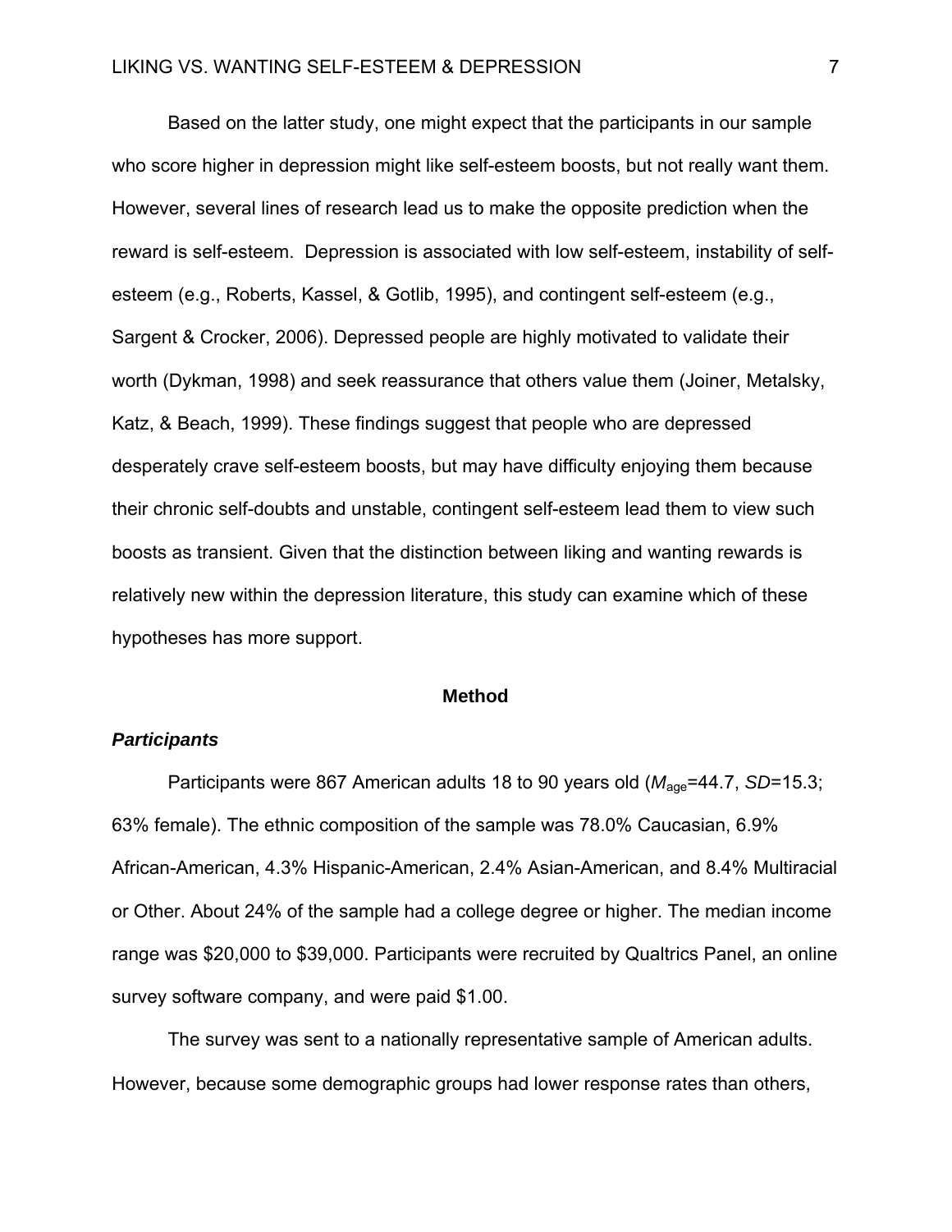Based on the latter study, one might expect that the participants in our sample who score higher in depression might like self-esteem boosts, but not really want them. However, several lines of research lead us to make the opposite prediction when the reward is self-esteem. Depression is associated with low self-esteem, instability of self-esteem (e.g., Roberts, Kassel, & Gotlib, 1995), and contingent self-esteem (e.g., Sargent & Crocker, 2006). Depressed people are highly motivated to validate their worth (Dykman, 1998) and seek reassurance that others value them (Joiner, Metalsky, Katz, & Beach, 1999). These findings suggest that people who are depressed desperately crave self-esteem boosts, but may have difficulty enjoying them because their chronic self-doubts and unstable, contingent self-esteem lead them to view such boosts as transient. Given that the distinction between liking and wanting rewards is relatively new within the depression literature, this study can examine which of these hypotheses has more support.

## Method

### *Participants*

Participants were 867 American adults 18 to 90 years old ($M_{age}$=44.7, $SD$=15.3; 63% female). The ethnic composition of the sample was 78.0% Caucasian, 6.9% African-American, 4.3% Hispanic-American, 2.4% Asian-American, and 8.4% Multiracial or Other. About 24% of the sample had a college degree or higher. The median income range was $20,000 to $39,000. Participants were recruited by Qualtrics Panel, an online survey software company, and were paid $1.00.

The survey was sent to a nationally representative sample of American adults. However, because some demographic groups had lower response rates than others,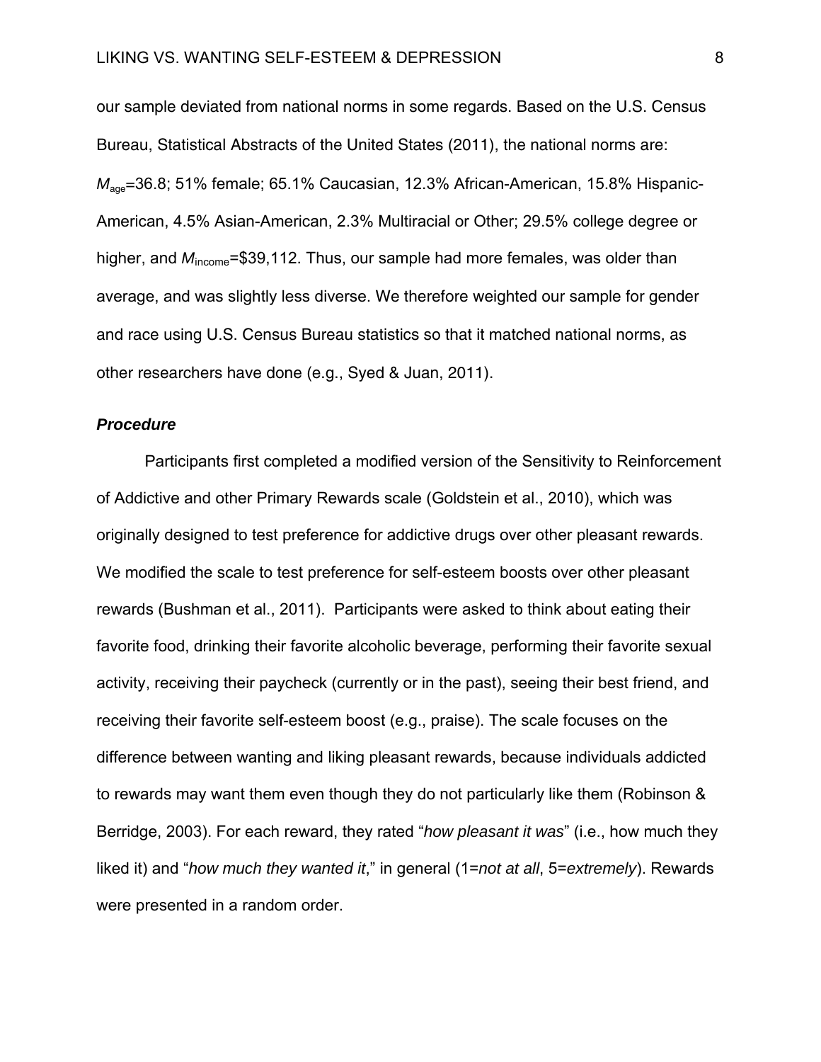our sample deviated from national norms in some regards. Based on the U.S. Census Bureau, Statistical Abstracts of the United States (2011), the national norms are: $M_{age}$=36.8; 51% female; 65.1% Caucasian, 12.3% African-American, 15.8% Hispanic-American, 4.5% Asian-American, 2.3% Multiracial or Other; 29.5% college degree or higher, and $M_{income}$=$39,112. Thus, our sample had more females, was older than average, and was slightly less diverse. We therefore weighted our sample for gender and race using U.S. Census Bureau statistics so that it matched national norms, as other researchers have done (e.g., Syed & Juan, 2011).

### ***Procedure***

Participants first completed a modified version of the Sensitivity to Reinforcement of Addictive and other Primary Rewards scale (Goldstein et al., 2010), which was originally designed to test preference for addictive drugs over other pleasant rewards. We modified the scale to test preference for self-esteem boosts over other pleasant rewards (Bushman et al., 2011). Participants were asked to think about eating their favorite food, drinking their favorite alcoholic beverage, performing their favorite sexual activity, receiving their paycheck (currently or in the past), seeing their best friend, and receiving their favorite self-esteem boost (e.g., praise). The scale focuses on the difference between wanting and liking pleasant rewards, because individuals addicted to rewards may want them even though they do not particularly like them (Robinson & Berridge, 2003). For each reward, they rated "*how pleasant it was*" (i.e., how much they liked it) and "*how much they wanted it*," in general (1=*not at all*, 5=*extremely*). Rewards were presented in a random order.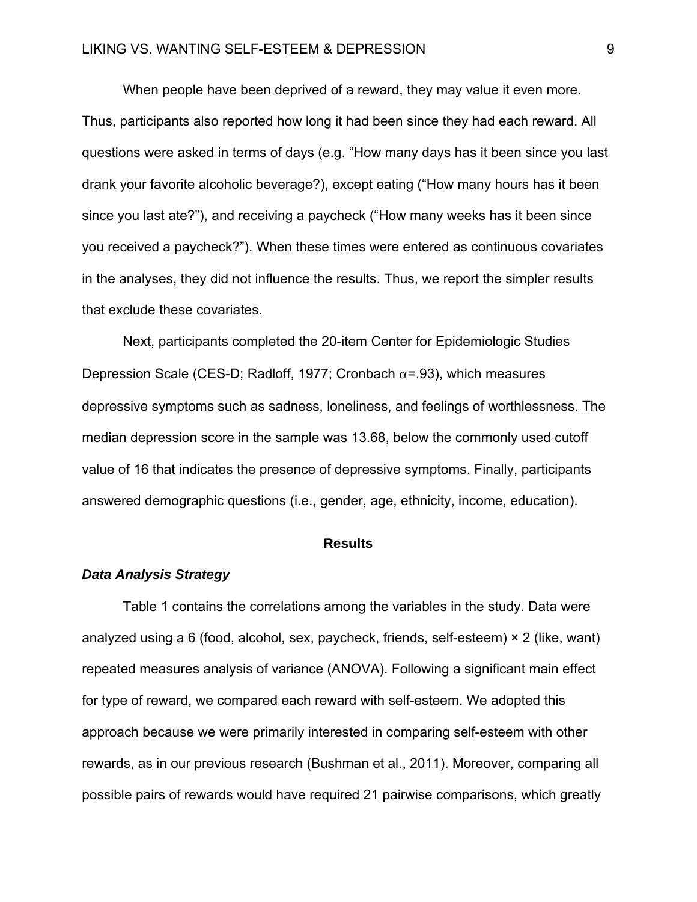When people have been deprived of a reward, they may value it even more. Thus, participants also reported how long it had been since they had each reward. All questions were asked in terms of days (e.g. "How many days has it been since you last drank your favorite alcoholic beverage?), except eating ("How many hours has it been since you last ate?"), and receiving a paycheck ("How many weeks has it been since you received a paycheck?"). When these times were entered as continuous covariates in the analyses, they did not influence the results. Thus, we report the simpler results that exclude these covariates.

Next, participants completed the 20-item Center for Epidemiologic Studies Depression Scale (CES-D; Radloff, 1977; Cronbach $\alpha$=.93), which measures depressive symptoms such as sadness, loneliness, and feelings of worthlessness. The median depression score in the sample was 13.68, below the commonly used cutoff value of 16 that indicates the presence of depressive symptoms. Finally, participants answered demographic questions (i.e., gender, age, ethnicity, income, education).

## Results

### *Data Analysis Strategy*

Table 1 contains the correlations among the variables in the study. Data were analyzed using a 6 (food, alcohol, sex, paycheck, friends, self-esteem) × 2 (like, want) repeated measures analysis of variance (ANOVA). Following a significant main effect for type of reward, we compared each reward with self-esteem. We adopted this approach because we were primarily interested in comparing self-esteem with other rewards, as in our previous research (Bushman et al., 2011). Moreover, comparing all possible pairs of rewards would have required 21 pairwise comparisons, which greatly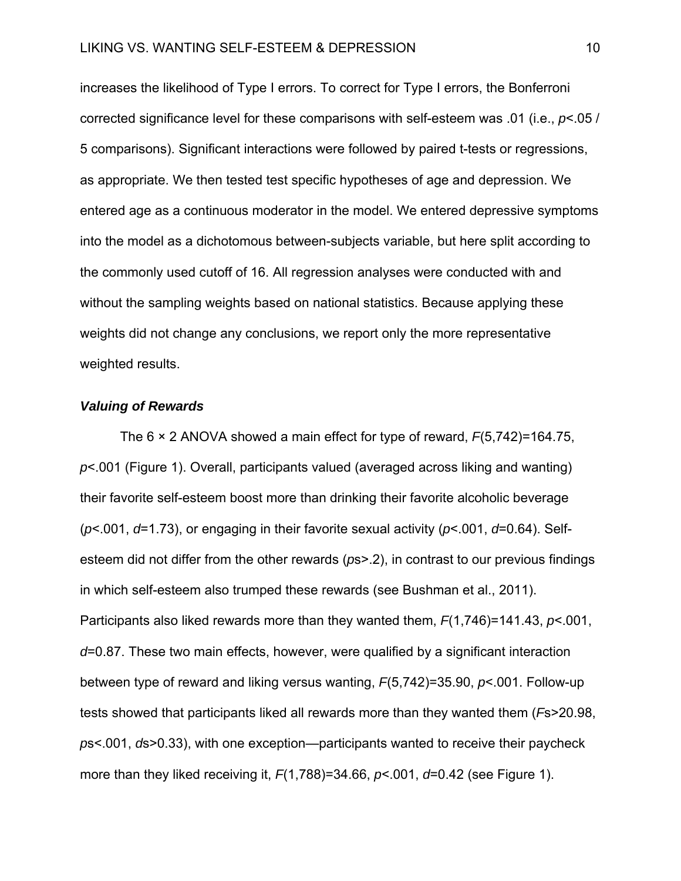increases the likelihood of Type I errors. To correct for Type I errors, the Bonferroni corrected significance level for these comparisons with self-esteem was .01 (i.e., $p<.05$ / 5 comparisons). Significant interactions were followed by paired t-tests or regressions, as appropriate. We then tested test specific hypotheses of age and depression. We entered age as a continuous moderator in the model. We entered depressive symptoms into the model as a dichotomous between-subjects variable, but here split according to the commonly used cutoff of 16. All regression analyses were conducted with and without the sampling weights based on national statistics. Because applying these weights did not change any conclusions, we report only the more representative weighted results.

### ***Valuing of Rewards***

The 6 × 2 ANOVA showed a main effect for type of reward, $F(5,742)=164.75$, $p<.001$ (Figure 1). Overall, participants valued (averaged across liking and wanting) their favorite self-esteem boost more than drinking their favorite alcoholic beverage ($p<.001$, $d=1.73$), or engaging in their favorite sexual activity ($p<.001$, $d=0.64$). Self-esteem did not differ from the other rewards ($p$s>.2), in contrast to our previous findings in which self-esteem also trumped these rewards (see Bushman et al., 2011). Participants also liked rewards more than they wanted them, $F(1,746)=141.43$, $p<.001$, $d=0.87$. These two main effects, however, were qualified by a significant interaction between type of reward and liking versus wanting, $F(5,742)=35.90$, $p<.001$. Follow-up tests showed that participants liked all rewards more than they wanted them ($F$s>20.98, $p$s<.001, $d$s>0.33), with one exception—participants wanted to receive their paycheck more than they liked receiving it, $F(1,788)=34.66$, $p<.001$, $d=0.42$ (see Figure 1).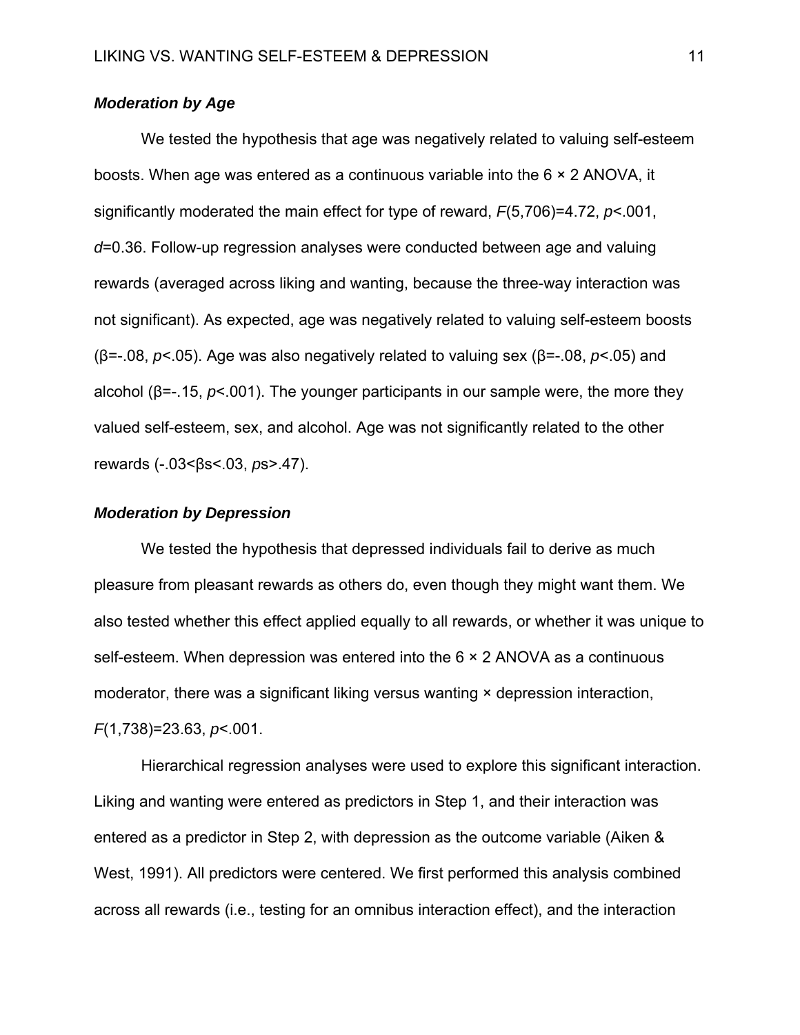### *Moderation by Age*

We tested the hypothesis that age was negatively related to valuing self-esteem boosts. When age was entered as a continuous variable into the 6 × 2 ANOVA, it significantly moderated the main effect for type of reward, $F(5,706)=4.72$, $p<.001$, $d=0.36$. Follow-up regression analyses were conducted between age and valuing rewards (averaged across liking and wanting, because the three-way interaction was not significant). As expected, age was negatively related to valuing self-esteem boosts ($\beta=-.08$, $p<.05$). Age was also negatively related to valuing sex ($\beta=-.08$, $p<.05$) and alcohol ($\beta=-.15$, $p<.001$). The younger participants in our sample were, the more they valued self-esteem, sex, and alcohol. Age was not significantly related to the other rewards ($-.03<\beta s<.03$, $ps>.47$).

### *Moderation by Depression*

We tested the hypothesis that depressed individuals fail to derive as much pleasure from pleasant rewards as others do, even though they might want them. We also tested whether this effect applied equally to all rewards, or whether it was unique to self-esteem. When depression was entered into the 6 × 2 ANOVA as a continuous moderator, there was a significant liking versus wanting × depression interaction, $F(1,738)=23.63$, $p<.001$.

Hierarchical regression analyses were used to explore this significant interaction. Liking and wanting were entered as predictors in Step 1, and their interaction was entered as a predictor in Step 2, with depression as the outcome variable (Aiken & West, 1991). All predictors were centered. We first performed this analysis combined across all rewards (i.e., testing for an omnibus interaction effect), and the interaction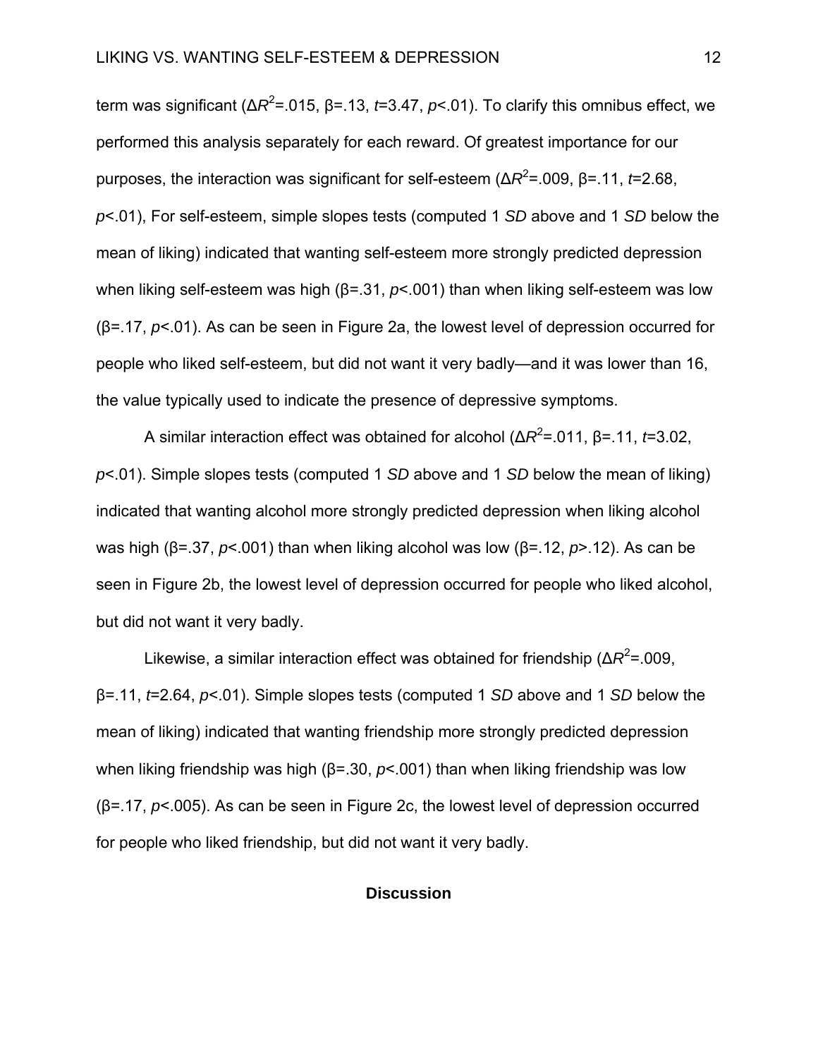term was significant ($\Delta R^2$=.015, β=.13, $t$=3.47, $p$<.01). To clarify this omnibus effect, we performed this analysis separately for each reward. Of greatest importance for our purposes, the interaction was significant for self-esteem ($\Delta R^2$=.009, β=.11, $t$=2.68, $p$<.01), For self-esteem, simple slopes tests (computed 1 *SD* above and 1 *SD* below the mean of liking) indicated that wanting self-esteem more strongly predicted depression when liking self-esteem was high (β=.31, $p$<.001) than when liking self-esteem was low (β=.17, $p$<.01). As can be seen in Figure 2a, the lowest level of depression occurred for people who liked self-esteem, but did not want it very badly—and it was lower than 16, the value typically used to indicate the presence of depressive symptoms.

A similar interaction effect was obtained for alcohol ($\Delta R^2$=.011, β=.11, $t$=3.02, $p$<.01). Simple slopes tests (computed 1 *SD* above and 1 *SD* below the mean of liking) indicated that wanting alcohol more strongly predicted depression when liking alcohol was high (β=.37, $p$<.001) than when liking alcohol was low (β=.12, $p$>.12). As can be seen in Figure 2b, the lowest level of depression occurred for people who liked alcohol, but did not want it very badly.

Likewise, a similar interaction effect was obtained for friendship ($\Delta R^2$=.009, β=.11, $t$=2.64, $p$<.01). Simple slopes tests (computed 1 *SD* above and 1 *SD* below the mean of liking) indicated that wanting friendship more strongly predicted depression when liking friendship was high (β=.30, $p$<.001) than when liking friendship was low (β=.17, $p$<.005). As can be seen in Figure 2c, the lowest level of depression occurred for people who liked friendship, but did not want it very badly.

## Discussion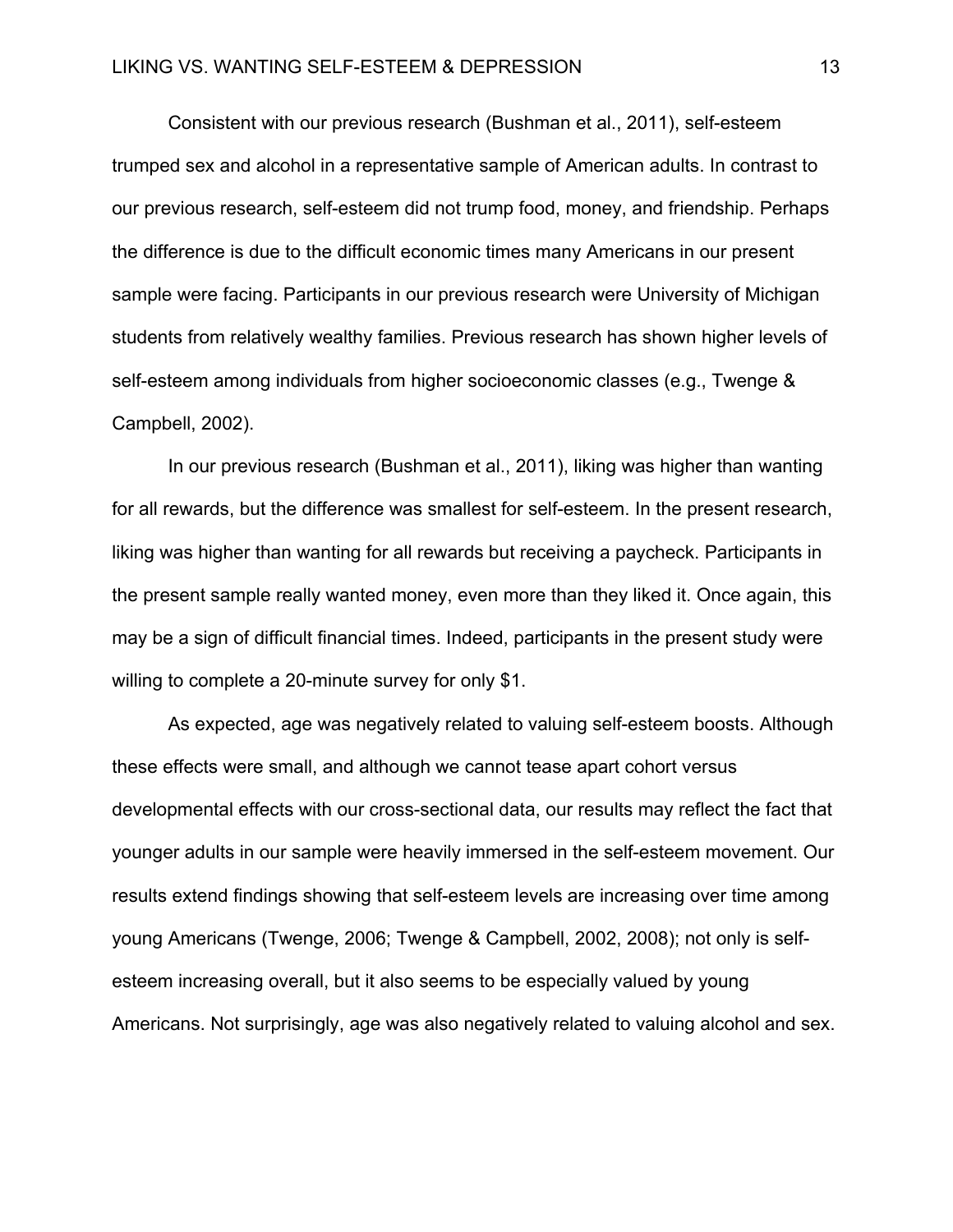Consistent with our previous research (Bushman et al., 2011), self-esteem trumped sex and alcohol in a representative sample of American adults. In contrast to our previous research, self-esteem did not trump food, money, and friendship. Perhaps the difference is due to the difficult economic times many Americans in our present sample were facing. Participants in our previous research were University of Michigan students from relatively wealthy families. Previous research has shown higher levels of self-esteem among individuals from higher socioeconomic classes (e.g., Twenge & Campbell, 2002).

In our previous research (Bushman et al., 2011), liking was higher than wanting for all rewards, but the difference was smallest for self-esteem. In the present research, liking was higher than wanting for all rewards but receiving a paycheck. Participants in the present sample really wanted money, even more than they liked it. Once again, this may be a sign of difficult financial times. Indeed, participants in the present study were willing to complete a 20-minute survey for only $1.

As expected, age was negatively related to valuing self-esteem boosts. Although these effects were small, and although we cannot tease apart cohort versus developmental effects with our cross-sectional data, our results may reflect the fact that younger adults in our sample were heavily immersed in the self-esteem movement. Our results extend findings showing that self-esteem levels are increasing over time among young Americans (Twenge, 2006; Twenge & Campbell, 2002, 2008); not only is self-esteem increasing overall, but it also seems to be especially valued by young Americans. Not surprisingly, age was also negatively related to valuing alcohol and sex.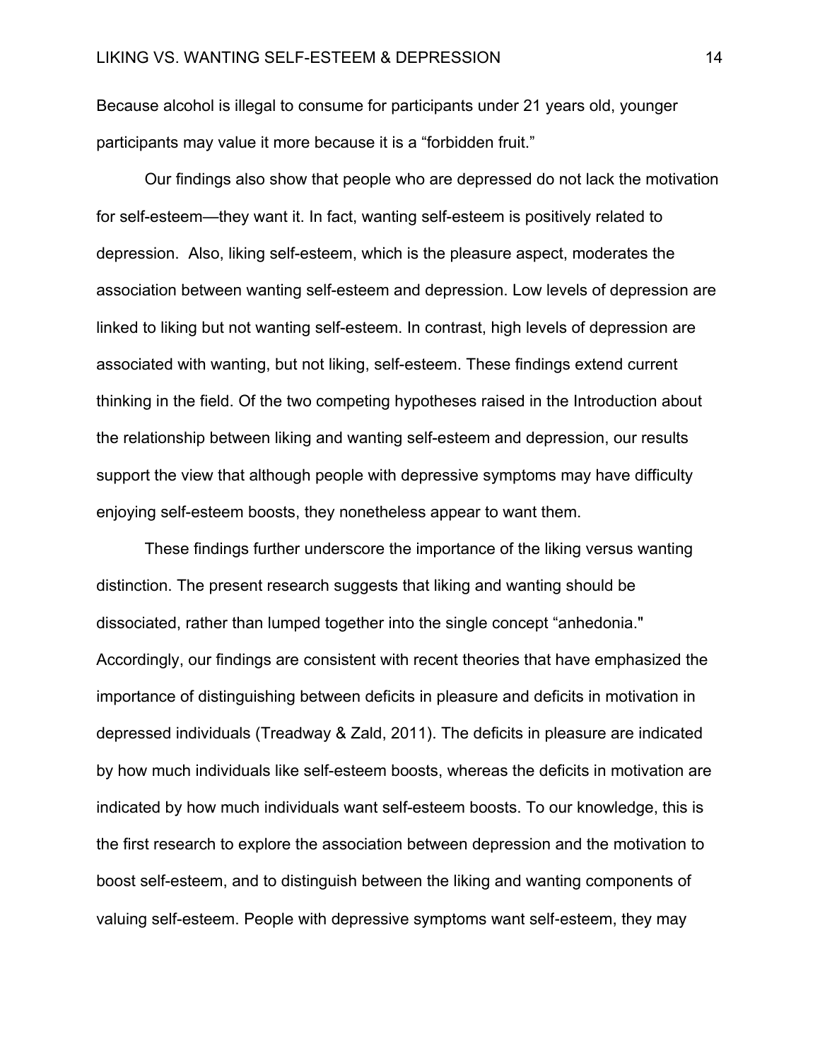Because alcohol is illegal to consume for participants under 21 years old, younger participants may value it more because it is a “forbidden fruit.”

Our findings also show that people who are depressed do not lack the motivation for self-esteem—they want it. In fact, wanting self-esteem is positively related to depression. Also, liking self-esteem, which is the pleasure aspect, moderates the association between wanting self-esteem and depression. Low levels of depression are linked to liking but not wanting self-esteem. In contrast, high levels of depression are associated with wanting, but not liking, self-esteem. These findings extend current thinking in the field. Of the two competing hypotheses raised in the Introduction about the relationship between liking and wanting self-esteem and depression, our results support the view that although people with depressive symptoms may have difficulty enjoying self-esteem boosts, they nonetheless appear to want them.

These findings further underscore the importance of the liking versus wanting distinction. The present research suggests that liking and wanting should be dissociated, rather than lumped together into the single concept “anhedonia." Accordingly, our findings are consistent with recent theories that have emphasized the importance of distinguishing between deficits in pleasure and deficits in motivation in depressed individuals (Treadway & Zald, 2011). The deficits in pleasure are indicated by how much individuals like self-esteem boosts, whereas the deficits in motivation are indicated by how much individuals want self-esteem boosts. To our knowledge, this is the first research to explore the association between depression and the motivation to boost self-esteem, and to distinguish between the liking and wanting components of valuing self-esteem. People with depressive symptoms want self-esteem, they may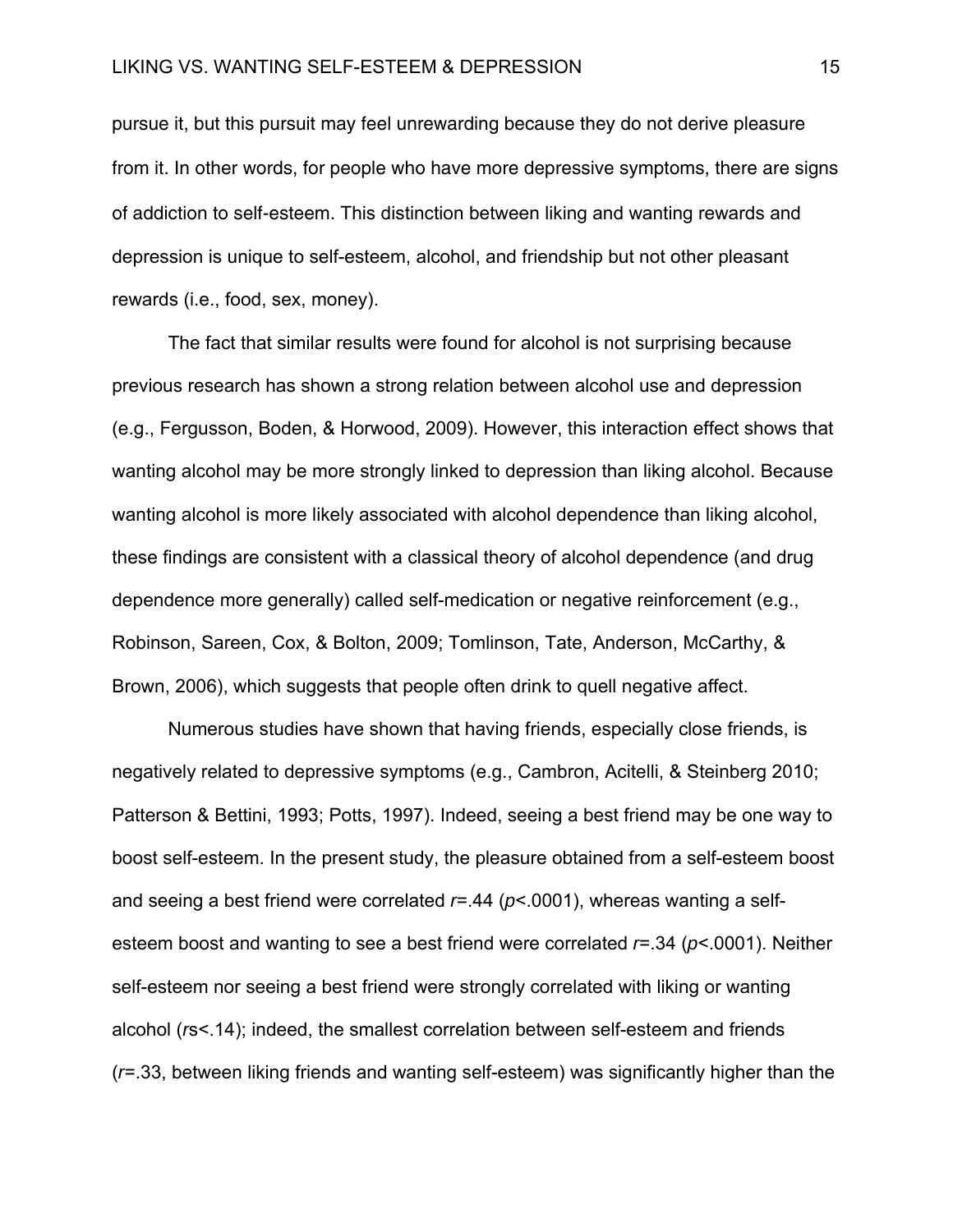pursue it, but this pursuit may feel unrewarding because they do not derive pleasure from it. In other words, for people who have more depressive symptoms, there are signs of addiction to self-esteem. This distinction between liking and wanting rewards and depression is unique to self-esteem, alcohol, and friendship but not other pleasant rewards (i.e., food, sex, money).

The fact that similar results were found for alcohol is not surprising because previous research has shown a strong relation between alcohol use and depression (e.g., Fergusson, Boden, & Horwood, 2009). However, this interaction effect shows that wanting alcohol may be more strongly linked to depression than liking alcohol. Because wanting alcohol is more likely associated with alcohol dependence than liking alcohol, these findings are consistent with a classical theory of alcohol dependence (and drug dependence more generally) called self-medication or negative reinforcement (e.g., Robinson, Sareen, Cox, & Bolton, 2009; Tomlinson, Tate, Anderson, McCarthy, & Brown, 2006), which suggests that people often drink to quell negative affect.

Numerous studies have shown that having friends, especially close friends, is negatively related to depressive symptoms (e.g., Cambron, Acitelli, & Steinberg 2010; Patterson & Bettini, 1993; Potts, 1997). Indeed, seeing a best friend may be one way to boost self-esteem. In the present study, the pleasure obtained from a self-esteem boost and seeing a best friend were correlated $r=.44$ ($p<.0001$), whereas wanting a self-esteem boost and wanting to see a best friend were correlated $r=.34$ ($p<.0001$). Neither self-esteem nor seeing a best friend were strongly correlated with liking or wanting alcohol ($r$s$<.14$); indeed, the smallest correlation between self-esteem and friends ($r=.33$, between liking friends and wanting self-esteem) was significantly higher than the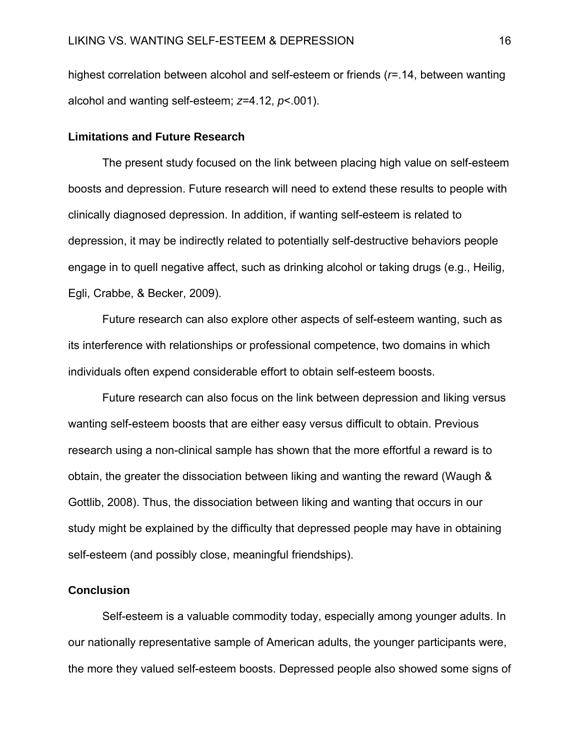highest correlation between alcohol and self-esteem or friends ($r$=.14, between wanting alcohol and wanting self-esteem; $z$=4.12, $p$<.001).

### Limitations and Future Research

The present study focused on the link between placing high value on self-esteem boosts and depression. Future research will need to extend these results to people with clinically diagnosed depression. In addition, if wanting self-esteem is related to depression, it may be indirectly related to potentially self-destructive behaviors people engage in to quell negative affect, such as drinking alcohol or taking drugs (e.g., Heilig, Egli, Crabbe, & Becker, 2009).

Future research can also explore other aspects of self-esteem wanting, such as its interference with relationships or professional competence, two domains in which individuals often expend considerable effort to obtain self-esteem boosts.

Future research can also focus on the link between depression and liking versus wanting self-esteem boosts that are either easy versus difficult to obtain. Previous research using a non-clinical sample has shown that the more effortful a reward is to obtain, the greater the dissociation between liking and wanting the reward (Waugh & Gottlib, 2008). Thus, the dissociation between liking and wanting that occurs in our study might be explained by the difficulty that depressed people may have in obtaining self-esteem (and possibly close, meaningful friendships).

### Conclusion

Self-esteem is a valuable commodity today, especially among younger adults. In our nationally representative sample of American adults, the younger participants were, the more they valued self-esteem boosts. Depressed people also showed some signs of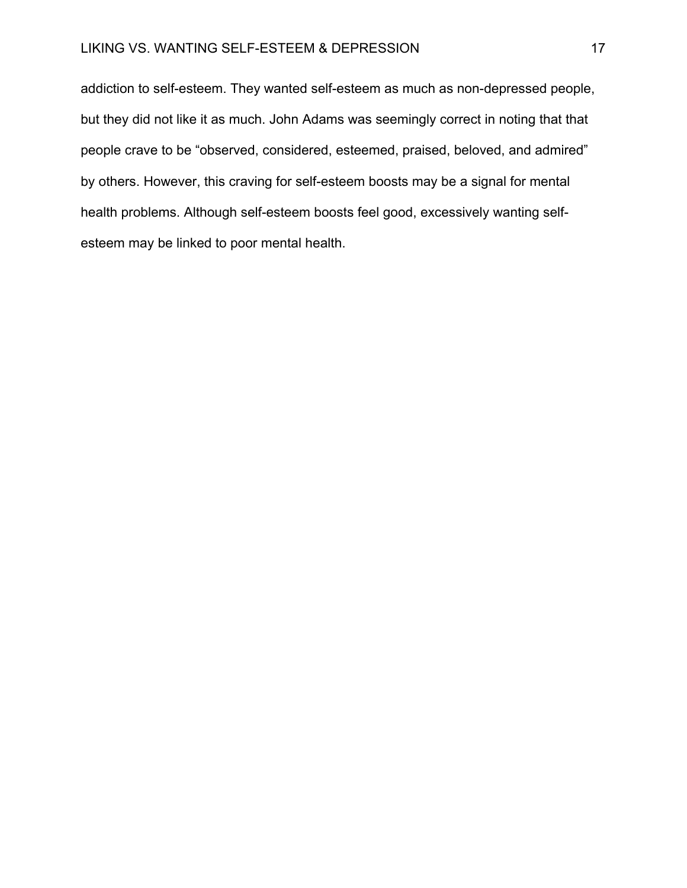addiction to self-esteem. They wanted self-esteem as much as non-depressed people, but they did not like it as much. John Adams was seemingly correct in noting that that people crave to be “observed, considered, esteemed, praised, beloved, and admired” by others. However, this craving for self-esteem boosts may be a signal for mental health problems. Although self-esteem boosts feel good, excessively wanting self-esteem may be linked to poor mental health.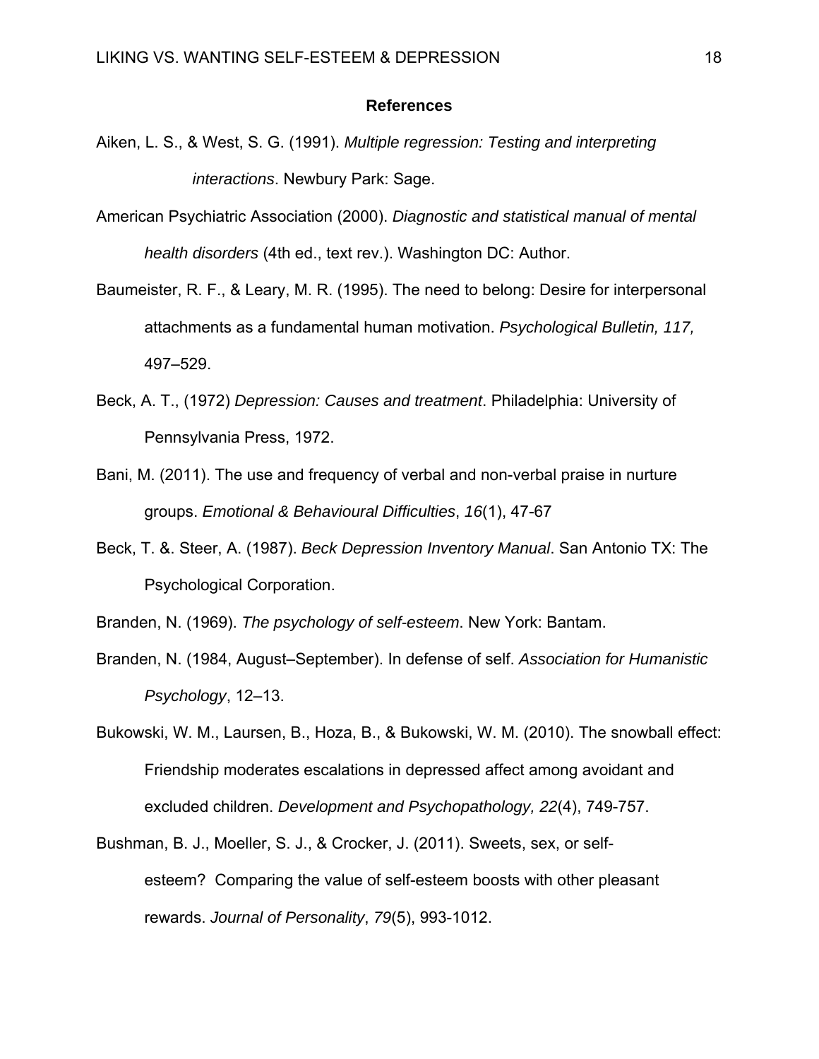**References**

Aiken, L. S., & West, S. G. (1991). *Multiple regression: Testing and interpreting interactions*. Newbury Park: Sage.

American Psychiatric Association (2000). *Diagnostic and statistical manual of mental health disorders* (4th ed., text rev.). Washington DC: Author.

Baumeister, R. F., & Leary, M. R. (1995). The need to belong: Desire for interpersonal attachments as a fundamental human motivation. *Psychological Bulletin, 117,* 497–529.

Beck, A. T., (1972) *Depression: Causes and treatment*. Philadelphia: University of Pennsylvania Press, 1972.

Bani, M. (2011). The use and frequency of verbal and non-verbal praise in nurture groups. *Emotional & Behavioural Difficulties*, *16*(1), 47-67

Beck, T. &. Steer, A. (1987). *Beck Depression Inventory Manual*. San Antonio TX: The Psychological Corporation.

Branden, N. (1969). *The psychology of self-esteem*. New York: Bantam.

Branden, N. (1984, August–September). In defense of self. *Association for Humanistic Psychology*, 12–13.

Bukowski, W. M., Laursen, B., Hoza, B., & Bukowski, W. M. (2010). The snowball effect: Friendship moderates escalations in depressed affect among avoidant and excluded children. *Development and Psychopathology, 22*(4), 749-757.

Bushman, B. J., Moeller, S. J., & Crocker, J. (2011). Sweets, sex, or self-esteem? Comparing the value of self-esteem boosts with other pleasant rewards. *Journal of Personality*, *79*(5), 993-1012.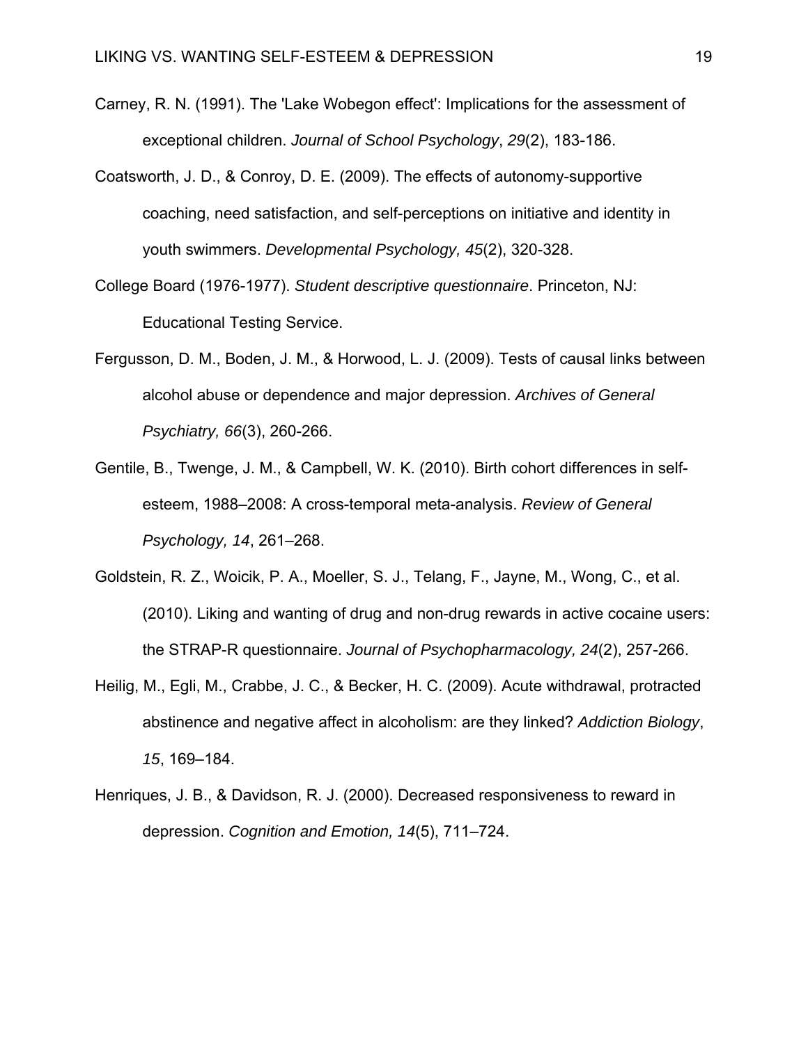Carney, R. N. (1991). The 'Lake Wobegon effect': Implications for the assessment of exceptional children. *Journal of School Psychology*, *29*(2), 183-186.

Coatsworth, J. D., & Conroy, D. E. (2009). The effects of autonomy-supportive coaching, need satisfaction, and self-perceptions on initiative and identity in youth swimmers. *Developmental Psychology, 45*(2), 320-328.

College Board (1976-1977). *Student descriptive questionnaire*. Princeton, NJ: Educational Testing Service.

Fergusson, D. M., Boden, J. M., & Horwood, L. J. (2009). Tests of causal links between alcohol abuse or dependence and major depression. *Archives of General Psychiatry, 66*(3), 260-266.

Gentile, B., Twenge, J. M., & Campbell, W. K. (2010). Birth cohort differences in self-esteem, 1988–2008: A cross-temporal meta-analysis. *Review of General Psychology, 14*, 261–268.

Goldstein, R. Z., Woicik, P. A., Moeller, S. J., Telang, F., Jayne, M., Wong, C., et al. (2010). Liking and wanting of drug and non-drug rewards in active cocaine users: the STRAP-R questionnaire. *Journal of Psychopharmacology, 24*(2), 257-266.

Heilig, M., Egli, M., Crabbe, J. C., & Becker, H. C. (2009). Acute withdrawal, protracted abstinence and negative affect in alcoholism: are they linked? *Addiction Biology*, *15*, 169–184.

Henriques, J. B., & Davidson, R. J. (2000). Decreased responsiveness to reward in depression. *Cognition and Emotion, 14*(5), 711–724.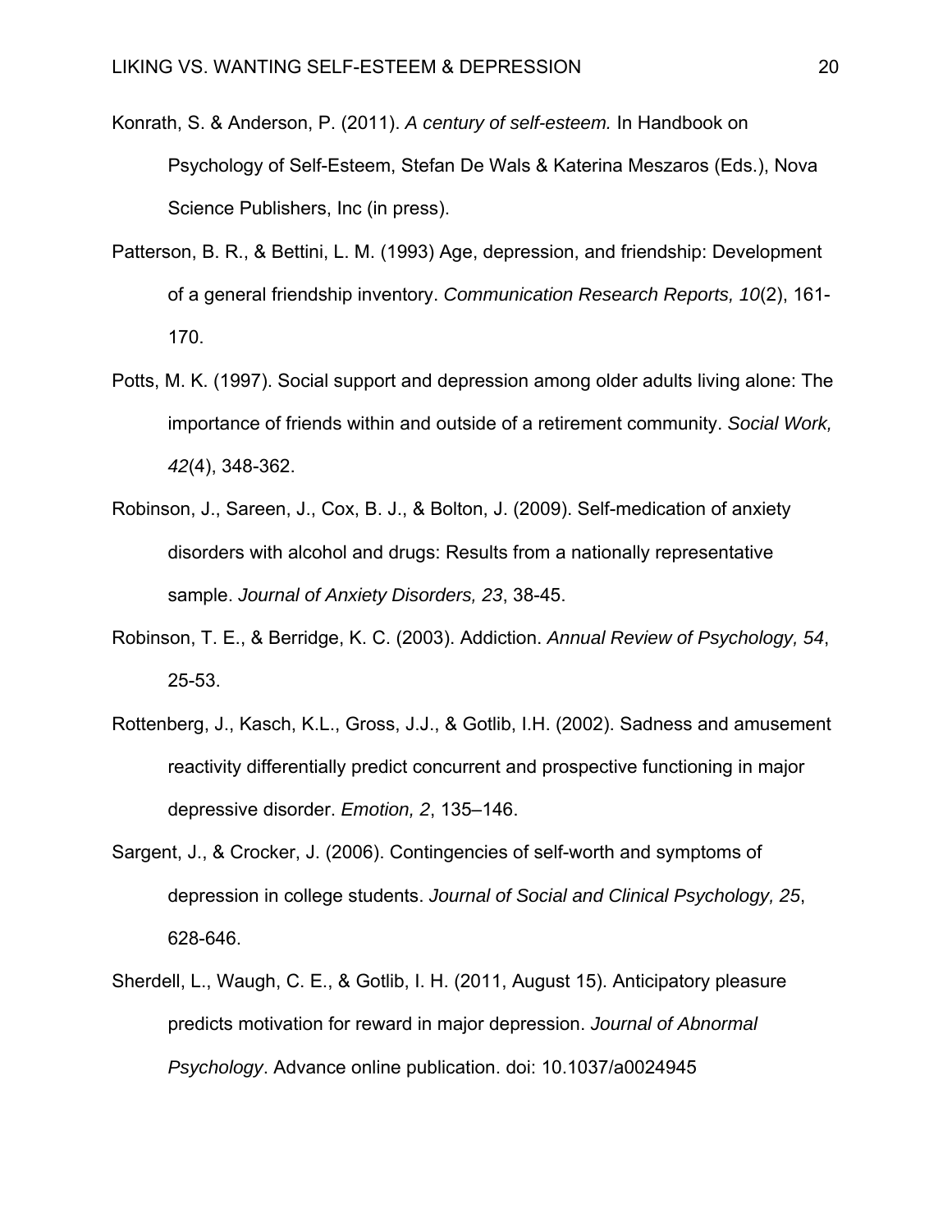Konrath, S. & Anderson, P. (2011). *A century of self-esteem.* In Handbook on Psychology of Self-Esteem, Stefan De Wals & Katerina Meszaros (Eds.), Nova Science Publishers, Inc (in press).

Patterson, B. R., & Bettini, L. M. (1993) Age, depression, and friendship: Development of a general friendship inventory. *Communication Research Reports, 10*(2), 161-170.

Potts, M. K. (1997). Social support and depression among older adults living alone: The importance of friends within and outside of a retirement community. *Social Work, 42*(4), 348-362.

Robinson, J., Sareen, J., Cox, B. J., & Bolton, J. (2009). Self-medication of anxiety disorders with alcohol and drugs: Results from a nationally representative sample. *Journal of Anxiety Disorders, 23*, 38-45.

Robinson, T. E., & Berridge, K. C. (2003). Addiction. *Annual Review of Psychology, 54*, 25-53.

Rottenberg, J., Kasch, K.L., Gross, J.J., & Gotlib, I.H. (2002). Sadness and amusement reactivity differentially predict concurrent and prospective functioning in major depressive disorder. *Emotion, 2*, 135–146.

Sargent, J., & Crocker, J. (2006). Contingencies of self-worth and symptoms of depression in college students. *Journal of Social and Clinical Psychology, 25*, 628-646.

Sherdell, L., Waugh, C. E., & Gotlib, I. H. (2011, August 15). Anticipatory pleasure predicts motivation for reward in major depression. *Journal of Abnormal Psychology*. Advance online publication. doi: 10.1037/a0024945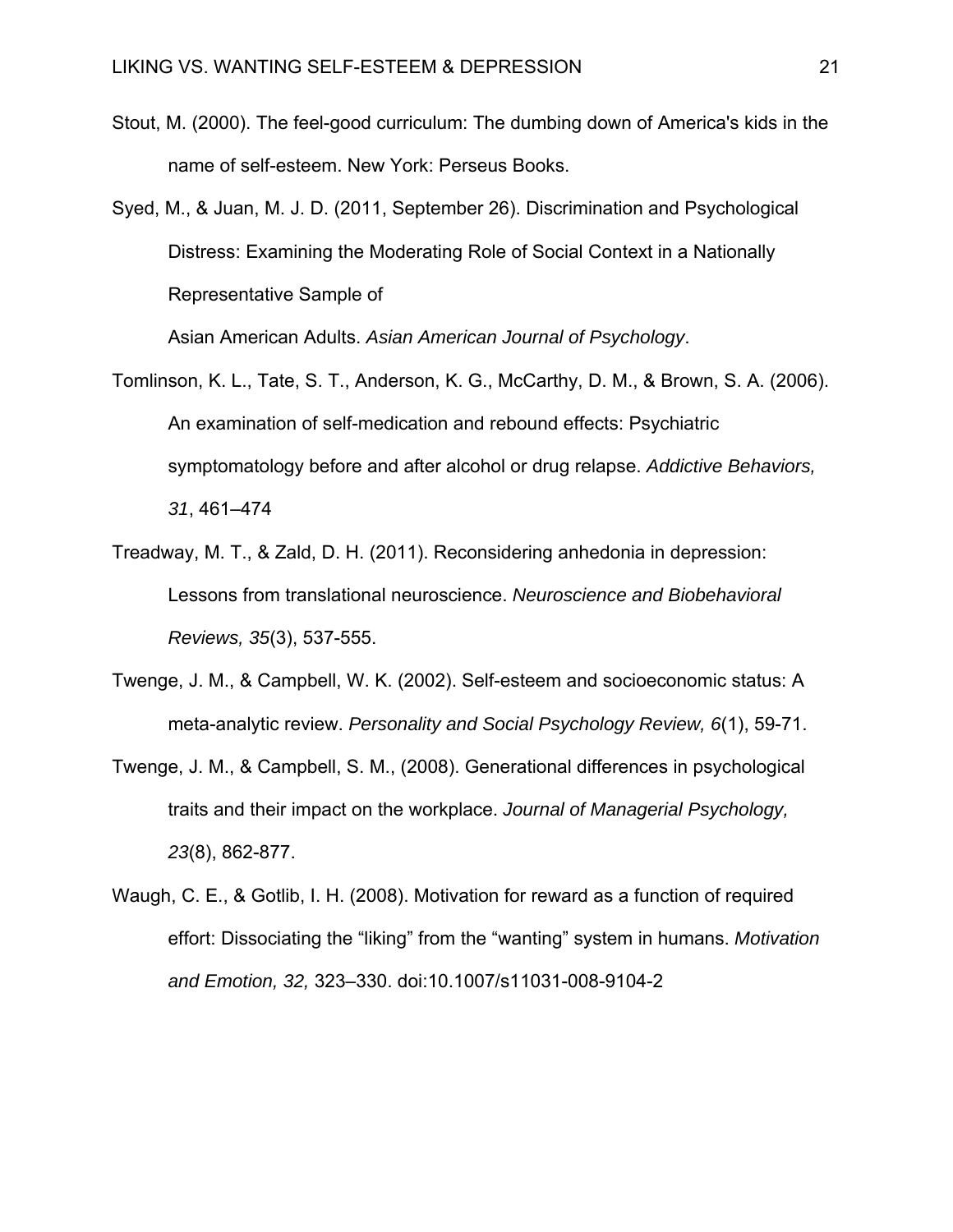Stout, M. (2000). The feel-good curriculum: The dumbing down of America's kids in the name of self-esteem. New York: Perseus Books.

Syed, M., & Juan, M. J. D. (2011, September 26). Discrimination and Psychological Distress: Examining the Moderating Role of Social Context in a Nationally Representative Sample of Asian American Adults. *Asian American Journal of Psychology*.

Tomlinson, K. L., Tate, S. T., Anderson, K. G., McCarthy, D. M., & Brown, S. A. (2006). An examination of self-medication and rebound effects: Psychiatric symptomatology before and after alcohol or drug relapse. *Addictive Behaviors, 31*, 461–474

Treadway, M. T., & Zald, D. H. (2011). Reconsidering anhedonia in depression: Lessons from translational neuroscience. *Neuroscience and Biobehavioral Reviews, 35*(3), 537-555.

Twenge, J. M., & Campbell, W. K. (2002). Self-esteem and socioeconomic status: A meta-analytic review. *Personality and Social Psychology Review, 6*(1), 59-71.

Twenge, J. M., & Campbell, S. M., (2008). Generational differences in psychological traits and their impact on the workplace. *Journal of Managerial Psychology, 23*(8), 862-877.

Waugh, C. E., & Gotlib, I. H. (2008). Motivation for reward as a function of required effort: Dissociating the "liking" from the "wanting" system in humans. *Motivation and Emotion, 32,* 323–330. doi:10.1007/s11031-008-9104-2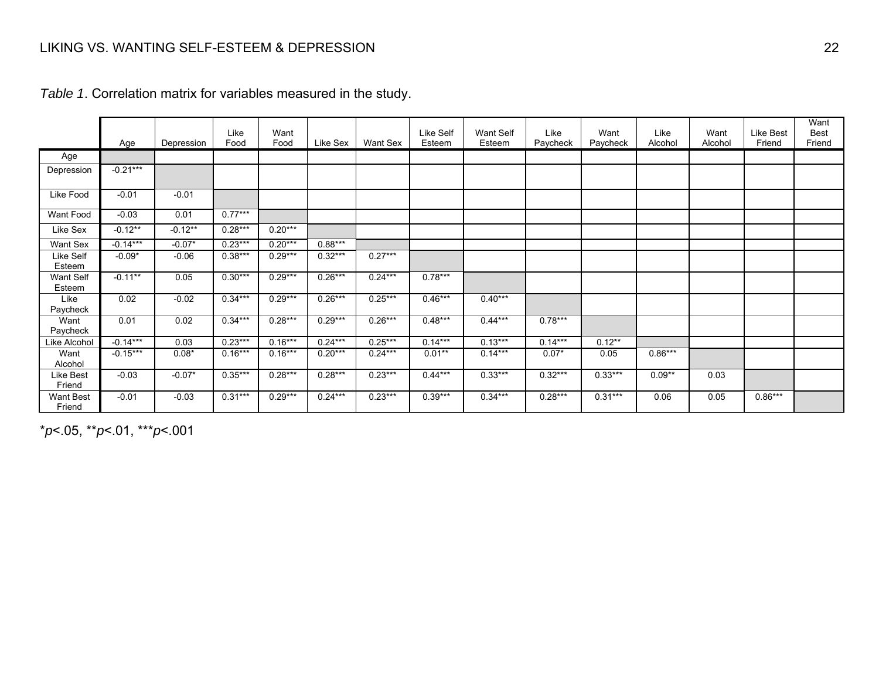*Table 1*. Correlation matrix for variables measured in the study.

| | Age | Depression | Like Food | Want Food | Like Sex | Want Sex | Like Self Esteem | Want Self Esteem | Like Paycheck | Want Paycheck | Like Alcohol | Want Alcohol | Like Best Friend | Want Best Friend |
|---|---|---|---|---|---|---|---|---|---|---|---|---|---|---|
| Age | | | | | | | | | | | | | | |
| Depression | -0.21*** | | | | | | | | | | | | | |
| Like Food | -0.01 | -0.01 | | | | | | | | | | | | |
| Want Food | -0.03 | 0.01 | 0.77*** | | | | | | | | | | | |
| Like Sex | -0.12** | -0.12** | 0.28*** | 0.20*** | | | | | | | | | | |
| Want Sex | -0.14*** | -0.07* | 0.23*** | 0.20*** | 0.88*** | | | | | | | | | |
| Like Self Esteem | -0.09* | -0.06 | 0.38*** | 0.29*** | 0.32*** | 0.27*** | | | | | | | | |
| Want Self Esteem | -0.11** | 0.05 | 0.30*** | 0.29*** | 0.26*** | 0.24*** | 0.78*** | | | | | | | |
| Like Paycheck | 0.02 | -0.02 | 0.34*** | 0.29*** | 0.26*** | 0.25*** | 0.46*** | 0.40*** | | | | | | |
| Want Paycheck | 0.01 | 0.02 | 0.34*** | 0.28*** | 0.29*** | 0.26*** | 0.48*** | 0.44*** | 0.78*** | | | | | |
| Like Alcohol | -0.14*** | 0.03 | 0.23*** | 0.16*** | 0.24*** | 0.25*** | 0.14*** | 0.13*** | 0.14*** | 0.12** | | | | |
| Want Alcohol | -0.15*** | 0.08* | 0.16*** | 0.16*** | 0.20*** | 0.24*** | 0.01** | 0.14*** | 0.07* | 0.05 | 0.86*** | | | |
| Like Best Friend | -0.03 | -0.07* | 0.35*** | 0.28*** | 0.28*** | 0.23*** | 0.44*** | 0.33*** | 0.32*** | 0.33*** | 0.09** | 0.03 | | |
| Want Best Friend | -0.01 | -0.03 | 0.31*** | 0.29*** | 0.24*** | 0.23*** | 0.39*** | 0.34*** | 0.28*** | 0.31*** | 0.06 | 0.05 | 0.86*** | |

*$p$<.05, **$p$<.01, ***$p$<.001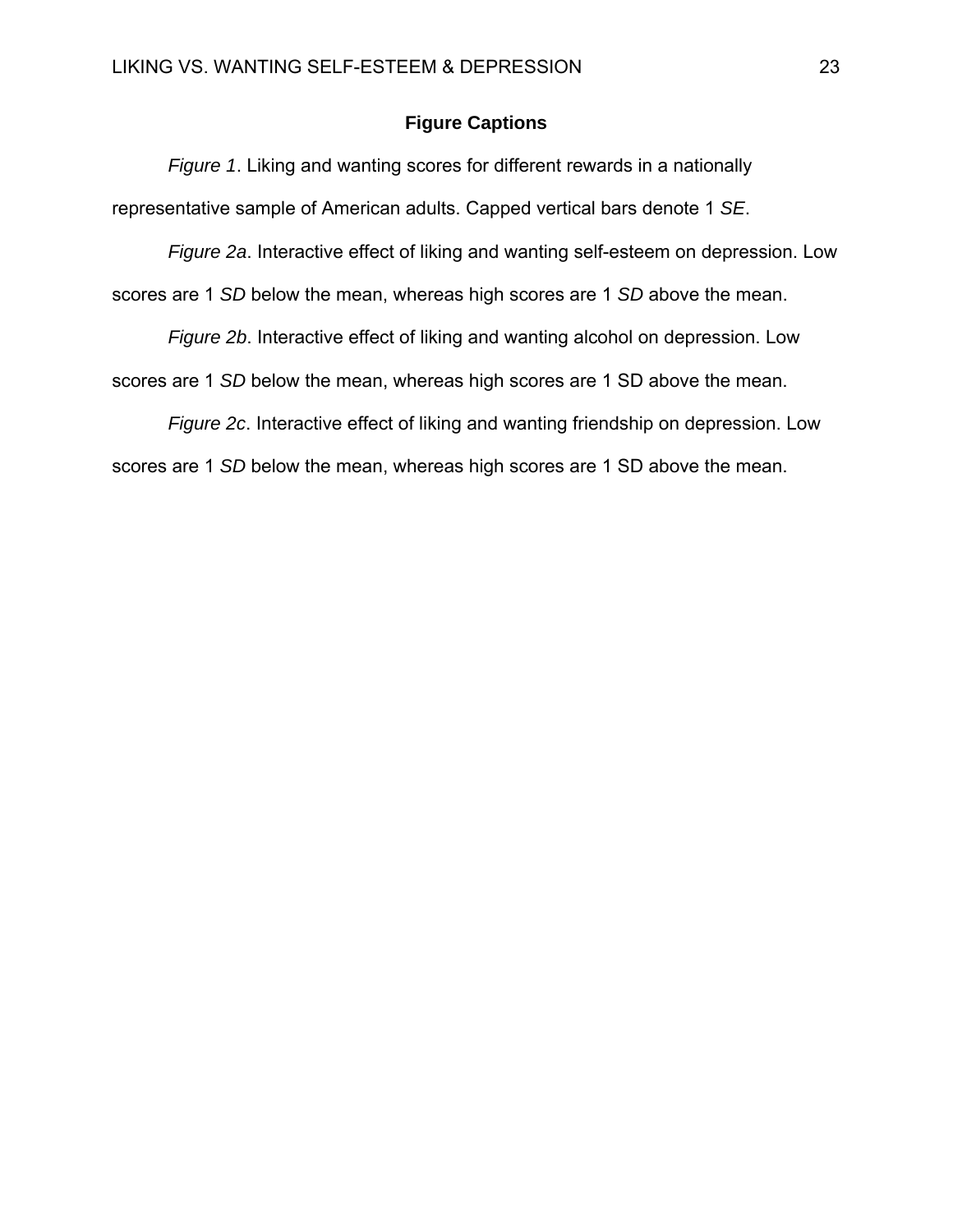**Figure Captions**

*Figure 1*. Liking and wanting scores for different rewards in a nationally representative sample of American adults. Capped vertical bars denote 1 *SE*.

*Figure 2a*. Interactive effect of liking and wanting self-esteem on depression. Low scores are 1 *SD* below the mean, whereas high scores are 1 *SD* above the mean.

*Figure 2b*. Interactive effect of liking and wanting alcohol on depression. Low scores are 1 *SD* below the mean, whereas high scores are 1 SD above the mean.

*Figure 2c*. Interactive effect of liking and wanting friendship on depression. Low scores are 1 *SD* below the mean, whereas high scores are 1 SD above the mean.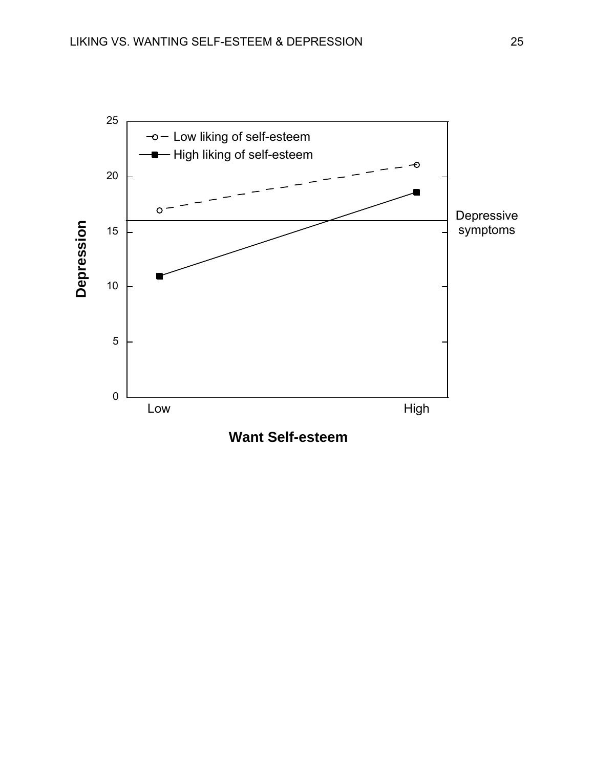- ○ - Low liking of self-esteem
—■— High liking of self-esteem

Depression

25
20
15
10
5
0

Depressive symptoms

Low    High

**Want Self-esteem**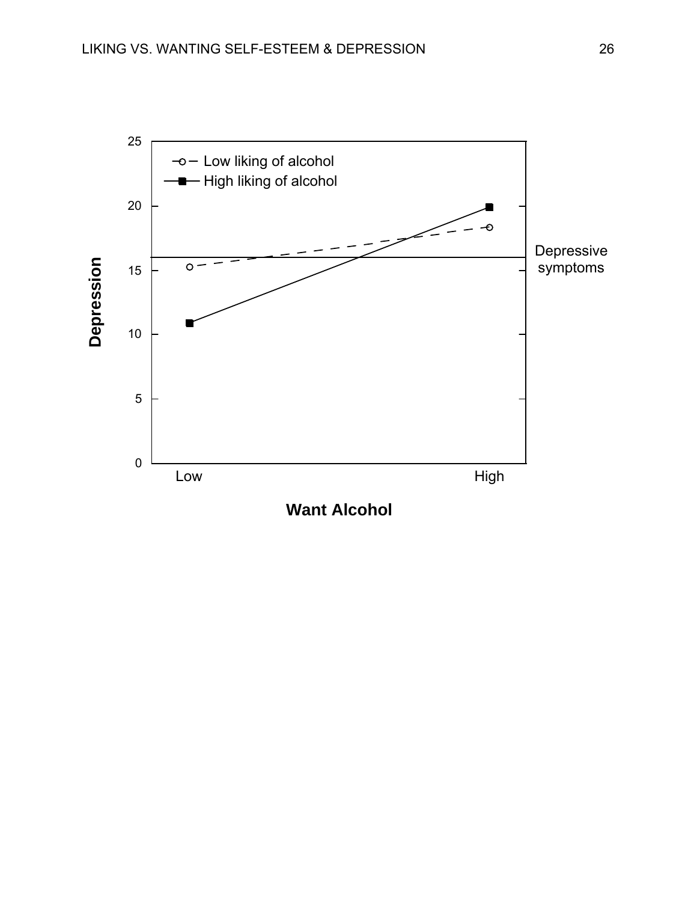Low liking of alcohol

High liking of alcohol

Depressive symptoms

Depression

Want Alcohol

Low

High

25
20
15
10
5
0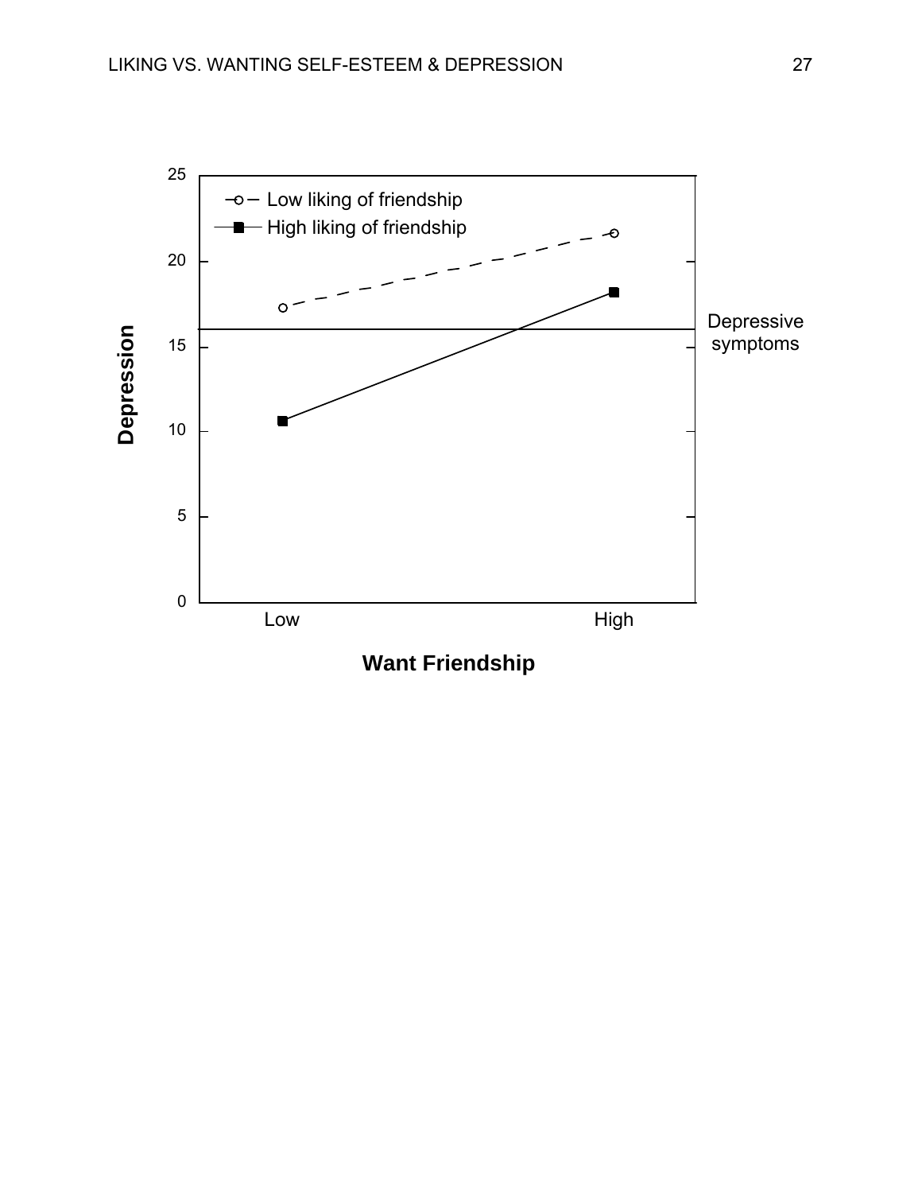25

20

15

10

5

0

Depression

Low liking of friendship

High liking of friendship

Depressive symptoms

Low

High

Want Friendship